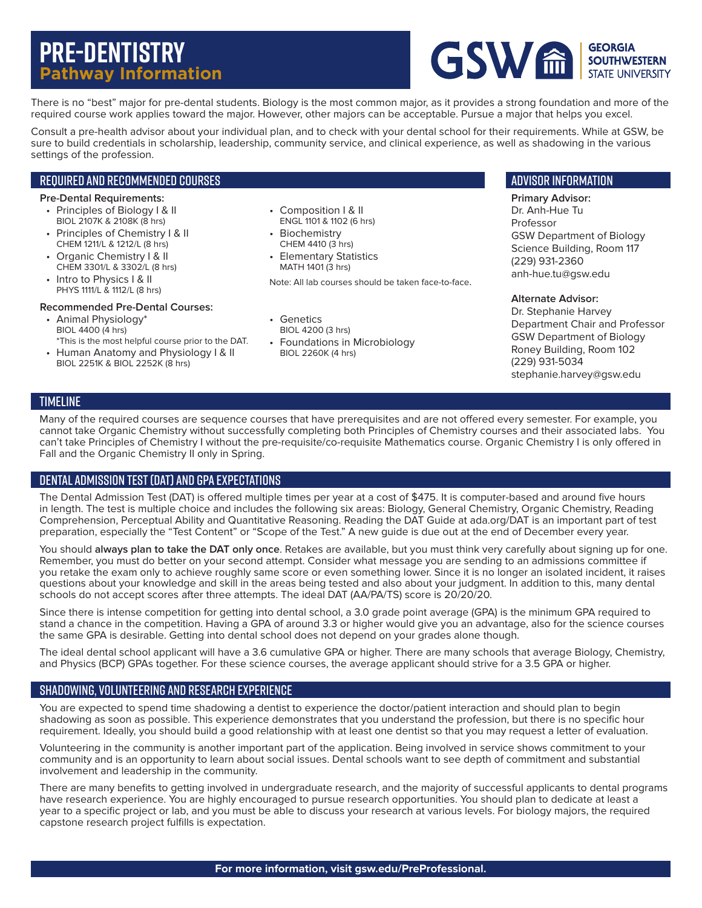# PRE-DENTISTRY

## Pathway Information

GSW GEORGIA SOUTHWESTERN STATE UNIVERSITY

There is no "best" major for pre-dental students. Biology is the most common major, as it provides a strong foundation and more of the required course work applies toward the major. However, other majors can be acceptable. Pursue a major that helps you excel.

Consult a pre-health advisor about your individual plan, and to check with your dental school for their requirements. While at GSW, be sure to build credentials in scholarship, leadership, community service, and clinical experience, as well as shadowing in the various settings of the profession.

## REQUIRED AND RECOMMENDED COURSES

**Pre-Dental Requirements:**

- Principles of Biology I & II
  BIOL 2107K & 2108K (8 hrs)
- Principles of Chemistry I & II
  CHEM 1211/L & 1212/L (8 hrs)
- Organic Chemistry I & II
  CHEM 3301/L & 3302/L (8 hrs)
- Intro to Physics I & II
  PHYS 1111/L & 1112/L (8 hrs)
- Composition I & II
  ENGL 1101 & 1102 (6 hrs)
- Biochemistry
  CHEM 4410 (3 hrs)
- Elementary Statistics
  MATH 1401 (3 hrs)

Note: All lab courses should be taken face-to-face.

**Recommended Pre-Dental Courses:**

- Animal Physiology*
  BIOL 4400 (4 hrs)
  *This is the most helpful course prior to the DAT.
- Human Anatomy and Physiology I & II
  BIOL 2251K & BIOL 2252K (8 hrs)
- Genetics
  BIOL 4200 (3 hrs)
- Foundations in Microbiology
  BIOL 2260K (4 hrs)

## ADVISOR INFORMATION

**Primary Advisor:**
Dr. Anh-Hue Tu
Professor
GSW Department of Biology
Science Building, Room 117
(229) 931-2360
anh-hue.tu@gsw.edu

**Alternate Advisor:**
Dr. Stephanie Harvey
Department Chair and Professor
GSW Department of Biology
Roney Building, Room 102
(229) 931-5034
stephanie.harvey@gsw.edu

## TIMELINE

Many of the required courses are sequence courses that have prerequisites and are not offered every semester. For example, you cannot take Organic Chemistry without successfully completing both Principles of Chemistry courses and their associated labs. You can't take Principles of Chemistry I without the pre-requisite/co-requisite Mathematics course. Organic Chemistry I is only offered in Fall and the Organic Chemistry II only in Spring.

## DENTAL ADMISSION TEST (DAT) AND GPA EXPECTATIONS

The Dental Admission Test (DAT) is offered multiple times per year at a cost of $475. It is computer-based and around five hours in length. The test is multiple choice and includes the following six areas: Biology, General Chemistry, Organic Chemistry, Reading Comprehension, Perceptual Ability and Quantitative Reasoning. Reading the DAT Guide at ada.org/DAT is an important part of test preparation, especially the "Test Content" or "Scope of the Test." A new guide is due out at the end of December every year.

You should **always plan to take the DAT only once**. Retakes are available, but you must think very carefully about signing up for one. Remember, you must do better on your second attempt. Consider what message you are sending to an admissions committee if you retake the exam only to achieve roughly same score or even something lower. Since it is no longer an isolated incident, it raises questions about your knowledge and skill in the areas being tested and also about your judgment. In addition to this, many dental schools do not accept scores after three attempts. The ideal DAT (AA/PA/TS) score is 20/20/20.

Since there is intense competition for getting into dental school, a 3.0 grade point average (GPA) is the minimum GPA required to stand a chance in the competition. Having a GPA of around 3.3 or higher would give you an advantage, also for the science courses the same GPA is desirable. Getting into dental school does not depend on your grades alone though.

The ideal dental school applicant will have a 3.6 cumulative GPA or higher. There are many schools that average Biology, Chemistry, and Physics (BCP) GPAs together. For these science courses, the average applicant should strive for a 3.5 GPA or higher.

## SHADOWING, VOLUNTEERING AND RESEARCH EXPERIENCE

You are expected to spend time shadowing a dentist to experience the doctor/patient interaction and should plan to begin shadowing as soon as possible. This experience demonstrates that you understand the profession, but there is no specific hour requirement. Ideally, you should build a good relationship with at least one dentist so that you may request a letter of evaluation.

Volunteering in the community is another important part of the application. Being involved in service shows commitment to your community and is an opportunity to learn about social issues. Dental schools want to see depth of commitment and substantial involvement and leadership in the community.

There are many benefits to getting involved in undergraduate research, and the majority of successful applicants to dental programs have research experience. You are highly encouraged to pursue research opportunities. You should plan to dedicate at least a year to a specific project or lab, and you must be able to discuss your research at various levels. For biology majors, the required capstone research project fulfills is expectation.

**For more information, visit gsw.edu/PreProfessional.**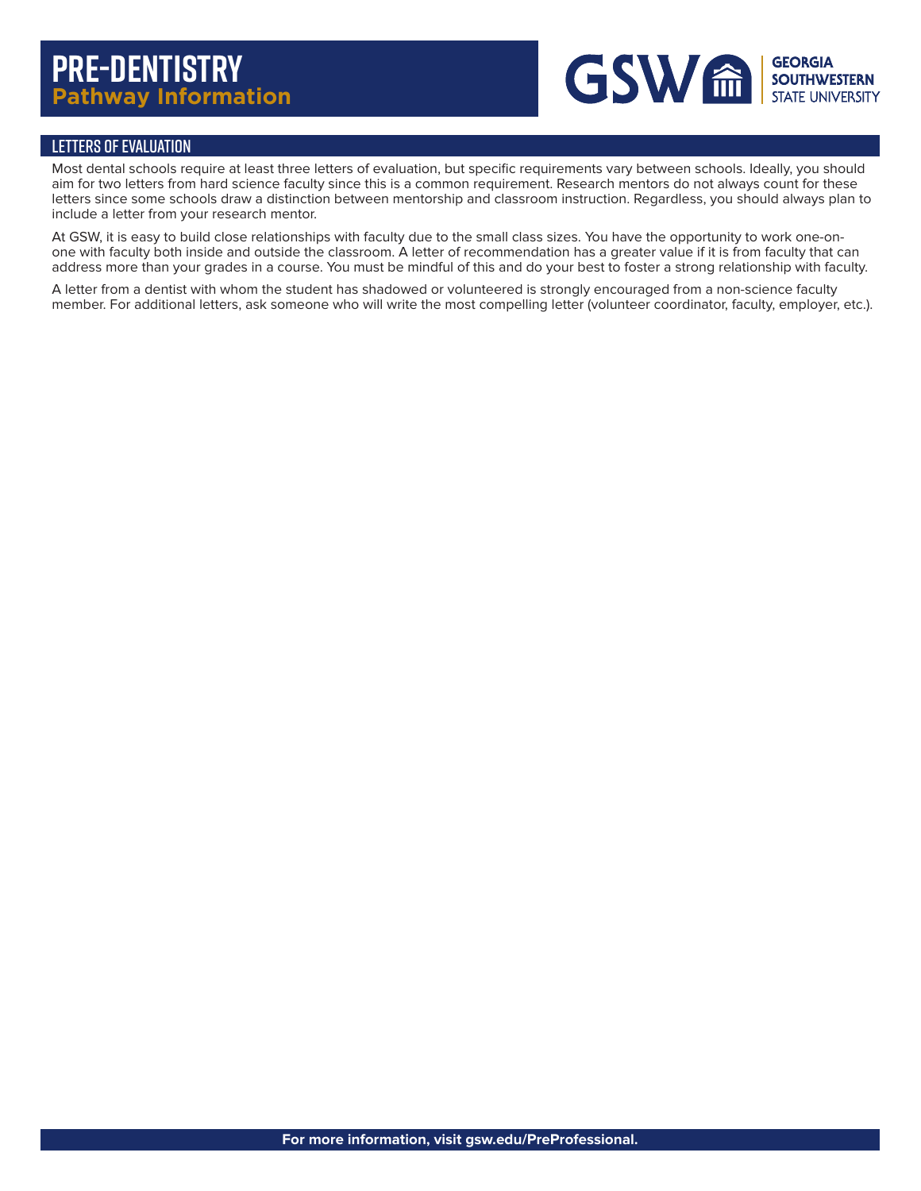# PRE-DENTISTRY

**Pathway Information**

## LETTERS OF EVALUATION

Most dental schools require at least three letters of evaluation, but specific requirements vary between schools. Ideally, you should aim for two letters from hard science faculty since this is a common requirement. Research mentors do not always count for these letters since some schools draw a distinction between mentorship and classroom instruction. Regardless, you should always plan to include a letter from your research mentor.

At GSW, it is easy to build close relationships with faculty due to the small class sizes. You have the opportunity to work one-on-one with faculty both inside and outside the classroom. A letter of recommendation has a greater value if it is from faculty that can address more than your grades in a course. You must be mindful of this and do your best to foster a strong relationship with faculty.

A letter from a dentist with whom the student has shadowed or volunteered is strongly encouraged from a non-science faculty member. For additional letters, ask someone who will write the most compelling letter (volunteer coordinator, faculty, employer, etc.).

**For more information, visit gsw.edu/PreProfessional.**